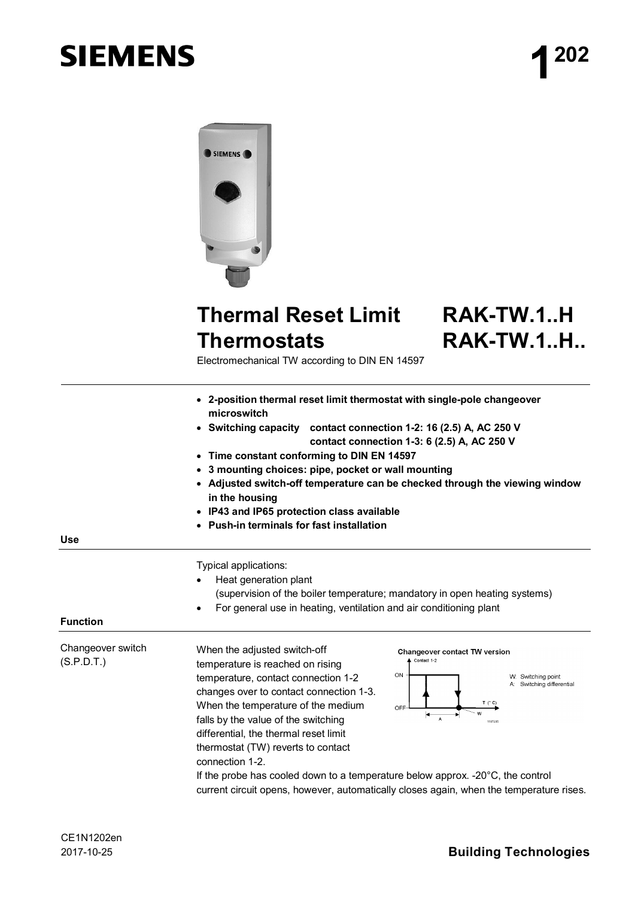# Thermal Reset Limit Thermostats

# RAK-TW.1..H RAK-TW.1..H..

Electromechanical TW according to DIN EN 14597

- **2-position thermal reset limit thermostat with single-pole changeover microswitch**
- **Switching capacity contact connection 1-2: 16 (2.5) A, AC 250 V**
  **contact connection 1-3: 6 (2.5) A, AC 250 V**
- **Time constant conforming to DIN EN 14597**
- **3 mounting choices: pipe, pocket or wall mounting**
- **Adjusted switch-off temperature can be checked through the viewing window in the housing**
- **IP43 and IP65 protection class available**
- **Push-in terminals for fast installation**

## Use

Typical applications:

- Heat generation plant
  (supervision of the boiler temperature; mandatory in open heating systems)
- For general use in heating, ventilation and air conditioning plant

## Function

### Changeover switch (S.P.D.T.)

When the adjusted switch-off temperature is reached on rising temperature, contact connection 1-2 changes over to contact connection 1-3. When the temperature of the medium falls by the value of the switching differential, the thermal reset limit thermostat (TW) reverts to contact connection 1-2.

**Changeover contact TW version**

W: Switching point
A: Switching differential

If the probe has cooled down to a temperature below approx. -20°C, the control current circuit opens, however, automatically closes again, when the temperature rises.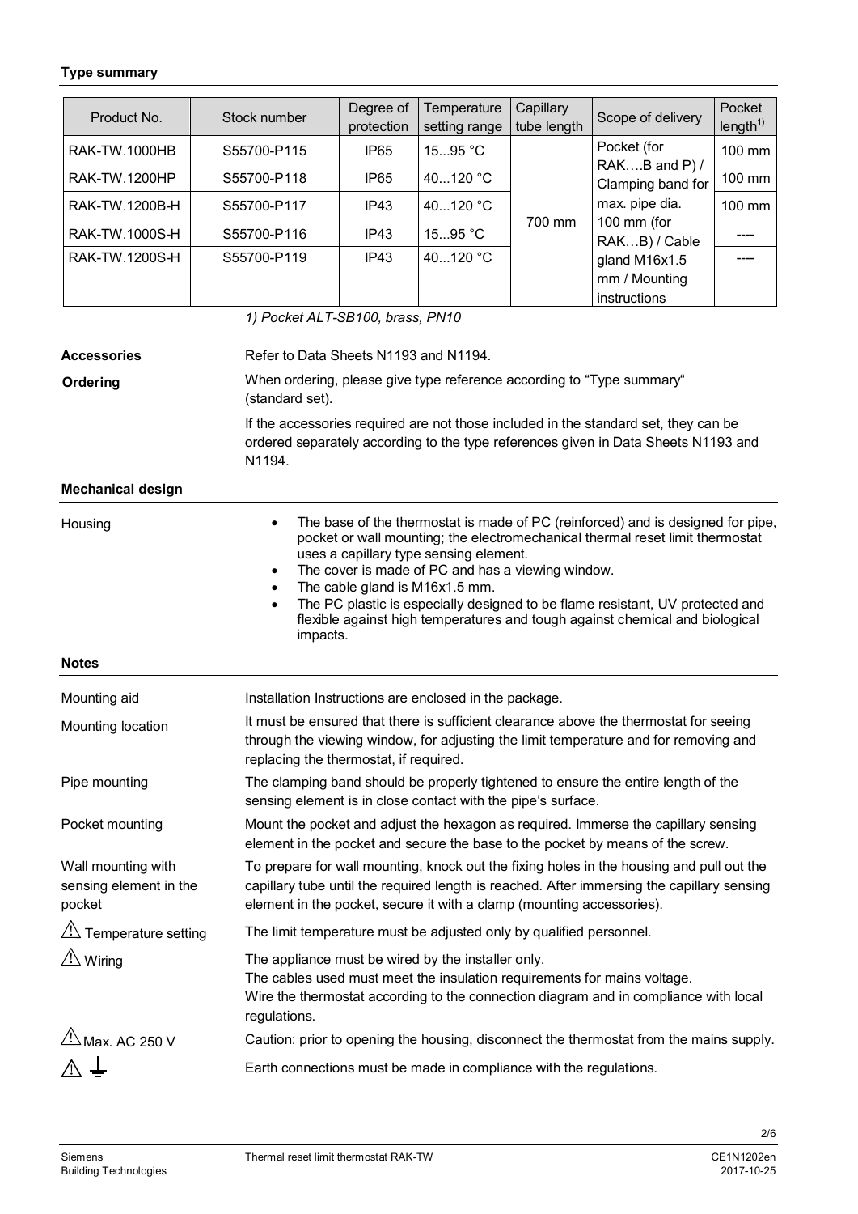### Type summary

| Product No. | Stock number | Degree of protection | Temperature setting range | Capillary tube length | Scope of delivery | Pocket length[1] |
|---|---|---|---|---|---|---|
| RAK-TW.1000HB | S55700-P115 | IP65 | 15...95 °C | 700 mm | Pocket (for RAK….B and P) / Clamping band for max. pipe dia. 100 mm (for RAK…B) / Cable gland M16x1.5 mm / Mounting instructions | 100 mm |
| RAK-TW.1200HP | S55700-P118 | IP65 | 40...120 °C | | | 100 mm |
| RAK-TW.1200B-H | S55700-P117 | IP43 | 40...120 °C | | | 100 mm |
| RAK-TW.1000S-H | S55700-P116 | IP43 | 15...95 °C | | | ---- |
| RAK-TW.1200S-H | S55700-P119 | IP43 | 40...120 °C | | | ---- |

*1) Pocket ALT-SB100, brass, PN10*

**Accessories**

Refer to Data Sheets N1193 and N1194.

**Ordering**

When ordering, please give type reference according to "Type summary" (standard set).

If the accessories required are not those included in the standard set, they can be ordered separately according to the type references given in Data Sheets N1193 and N1194.

### Mechanical design

Housing

- The base of the thermostat is made of PC (reinforced) and is designed for pipe, pocket or wall mounting; the electromechanical thermal reset limit thermostat uses a capillary type sensing element.
- The cover is made of PC and has a viewing window.
- The cable gland is M16x1.5 mm.
- The PC plastic is especially designed to be flame resistant, UV protected and flexible against high temperatures and tough against chemical and biological impacts.

### Notes

Mounting aid

Installation Instructions are enclosed in the package.

Mounting location

It must be ensured that there is sufficient clearance above the thermostat for seeing through the viewing window, for adjusting the limit temperature and for removing and replacing the thermostat, if required.

Pipe mounting

The clamping band should be properly tightened to ensure the entire length of the sensing element is in close contact with the pipe's surface.

Pocket mounting

Mount the pocket and adjust the hexagon as required. Immerse the capillary sensing element in the pocket and secure the base to the pocket by means of the screw.

Wall mounting with sensing element in the pocket

To prepare for wall mounting, knock out the fixing holes in the housing and pull out the capillary tube until the required length is reached. After immersing the capillary sensing element in the pocket, secure it with a clamp (mounting accessories).

⚠ Temperature setting

The limit temperature must be adjusted only by qualified personnel.

⚠ Wiring

The appliance must be wired by the installer only.
The cables used must meet the insulation requirements for mains voltage.
Wire the thermostat according to the connection diagram and in compliance with local regulations.

⚠ Max. AC 250 V

Caution: prior to opening the housing, disconnect the thermostat from the mains supply.

⚠ ⏚

Earth connections must be made in compliance with the regulations.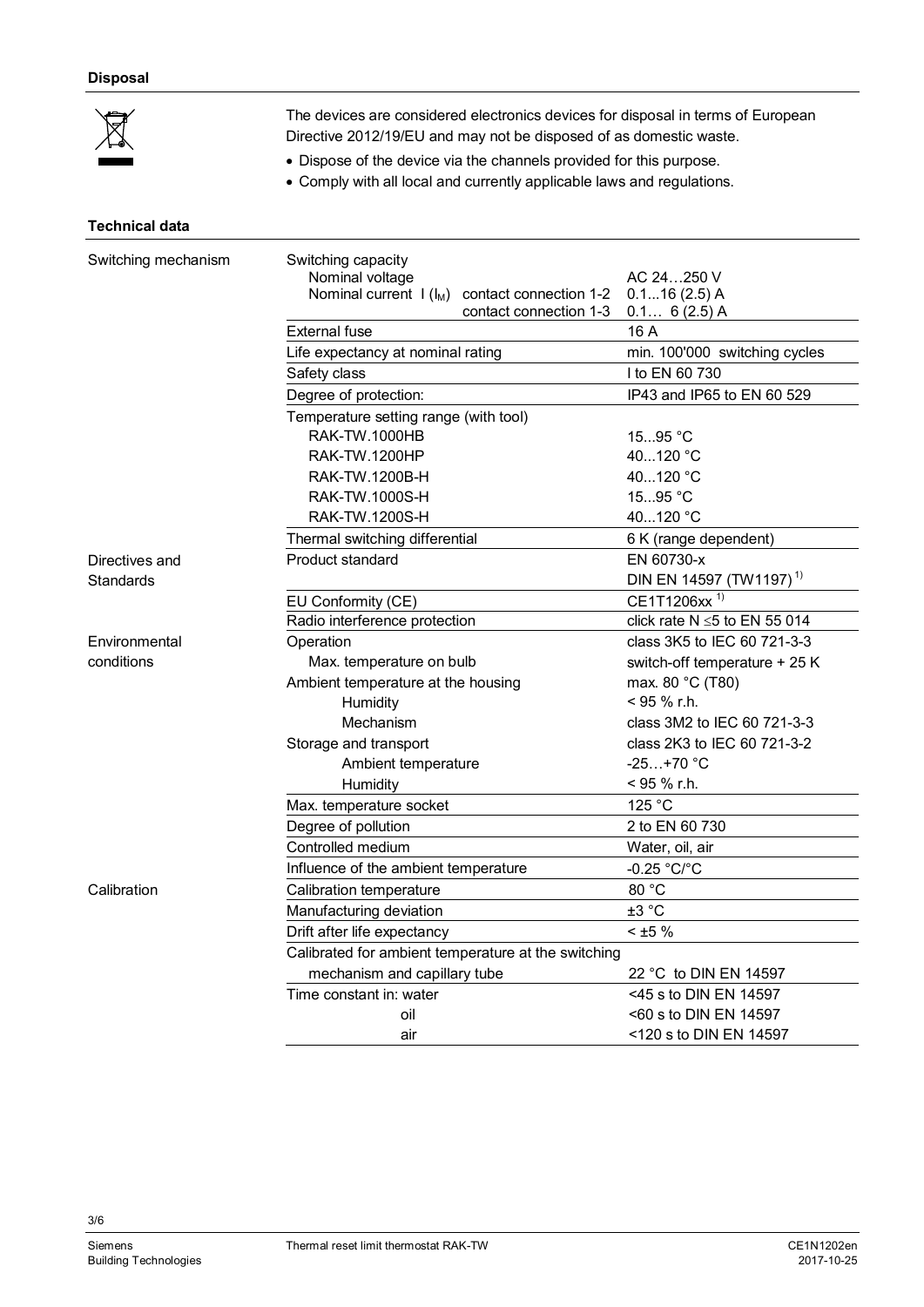### Disposal

The devices are considered electronics devices for disposal in terms of European Directive 2012/19/EU and may not be disposed of as domestic waste.

- Dispose of the device via the channels provided for this purpose.
- Comply with all local and currently applicable laws and regulations.

### Technical data

| | | |
|---|---|---|
| Switching mechanism | Switching capacity | |
| | Nominal voltage | AC 24…250 V |
| | Nominal current I ($I_M$) contact connection 1-2 | 0.1...16 (2.5) A |
| | contact connection 1-3 | 0.1… 6 (2.5) A |
| | External fuse | 16 A |
| | Life expectancy at nominal rating | min. 100'000 switching cycles |
| | Safety class | I to EN 60 730 |
| | Degree of protection: | IP43 and IP65 to EN 60 529 |
| | Temperature setting range (with tool) | |
| | RAK-TW.1000HB | 15...95 °C |
| | RAK-TW.1200HP | 40...120 °C |
| | RAK-TW.1200B-H | 40...120 °C |
| | RAK-TW.1000S-H | 15...95 °C |
| | RAK-TW.1200S-H | 40...120 °C |
| | Thermal switching differential | 6 K (range dependent) |
| Directives and Standards | Product standard | EN 60730-x |
| | | DIN EN 14597 (TW1197) [1)] |
| | EU Conformity (CE) | CE1T1206xx [1)] |
| | Radio interference protection | click rate N ≤5 to EN 55 014 |
| Environmental conditions | Operation | class 3K5 to IEC 60 721-3-3 |
| | Max. temperature on bulb | switch-off temperature + 25 K |
| | Ambient temperature at the housing | max. 80 °C (T80) |
| | Humidity | < 95 % r.h. |
| | Mechanism | class 3M2 to IEC 60 721-3-3 |
| | Storage and transport | class 2K3 to IEC 60 721-3-2 |
| | Ambient temperature | -25…+70 °C |
| | Humidity | < 95 % r.h. |
| | Max. temperature socket | 125 °C |
| | Degree of pollution | 2 to EN 60 730 |
| | Controlled medium | Water, oil, air |
| | Influence of the ambient temperature | -0.25 °C/°C |
| Calibration | Calibration temperature | 80 °C |
| | Manufacturing deviation | ±3 °C |
| | Drift after life expectancy | < ±5 % |
| | Calibrated for ambient temperature at the switching mechanism and capillary tube | 22 °C to DIN EN 14597 |
| | Time constant in: water | <45 s to DIN EN 14597 |
| | oil | <60 s to DIN EN 14597 |
| | air | <120 s to DIN EN 14597 |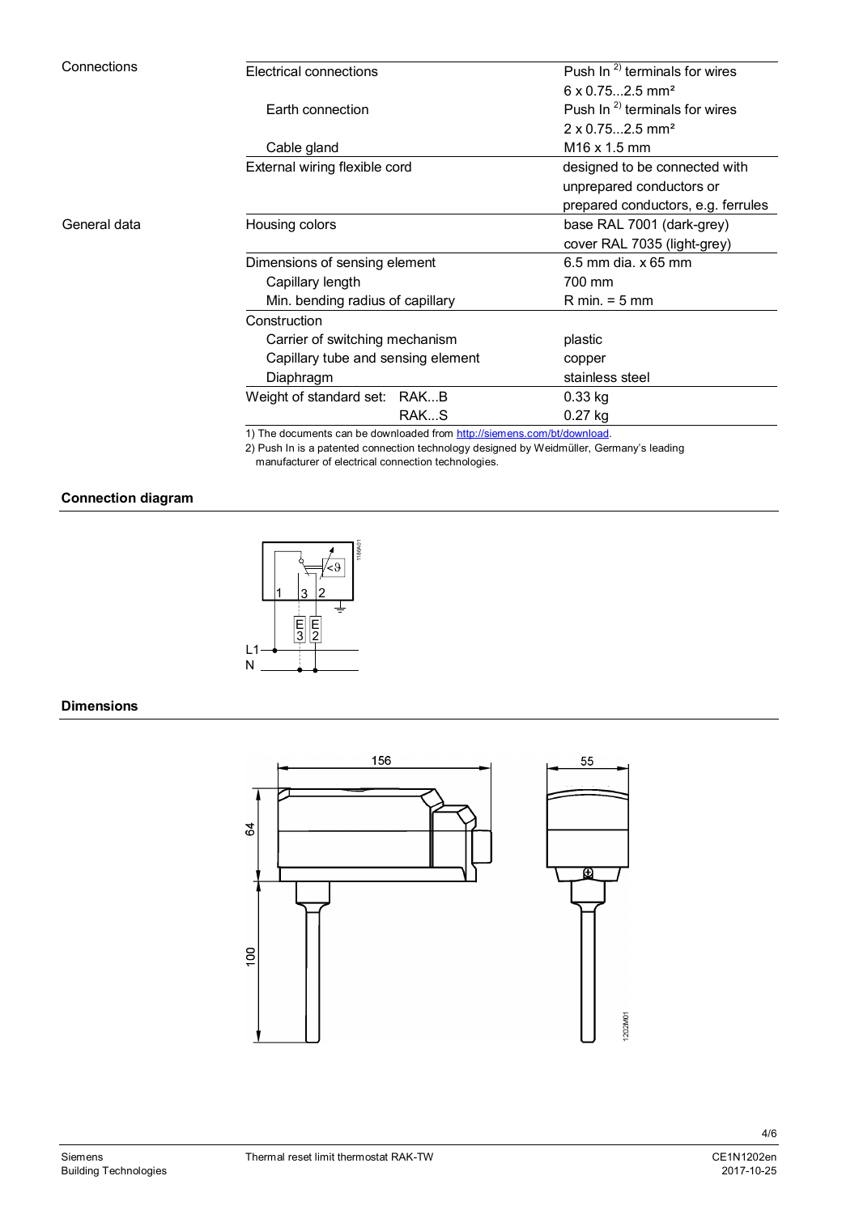| | | |
|---|---|---|
| Connections | Electrical connections | Push In [2] terminals for wires 6 x 0.75...2.5 mm² |
| | Earth connection | Push In [2] terminals for wires 2 x 0.75...2.5 mm² |
| | Cable gland | M16 x 1.5 mm |
| | External wiring flexible cord | designed to be connected with unprepared conductors or prepared conductors, e.g. ferrules |
| General data | Housing colors | base RAL 7001 (dark-grey) cover RAL 7035 (light-grey) |
| | Dimensions of sensing element | 6.5 mm dia. x 65 mm |
| | Capillary length | 700 mm |
| | Min. bending radius of capillary | R min. = 5 mm |
| | Construction | |
| | Carrier of switching mechanism | plastic |
| | Capillary tube and sensing element | copper |
| | Diaphragm | stainless steel |
| | Weight of standard set: RAK...B | 0.33 kg |
| | RAK...S | 0.27 kg |

1) The documents can be downloaded from http://siemens.com/bt/download.

2) Push In is a patented connection technology designed by Weidmüller, Germany's leading manufacturer of electrical connection technologies.

## Connection diagram

## Dimensions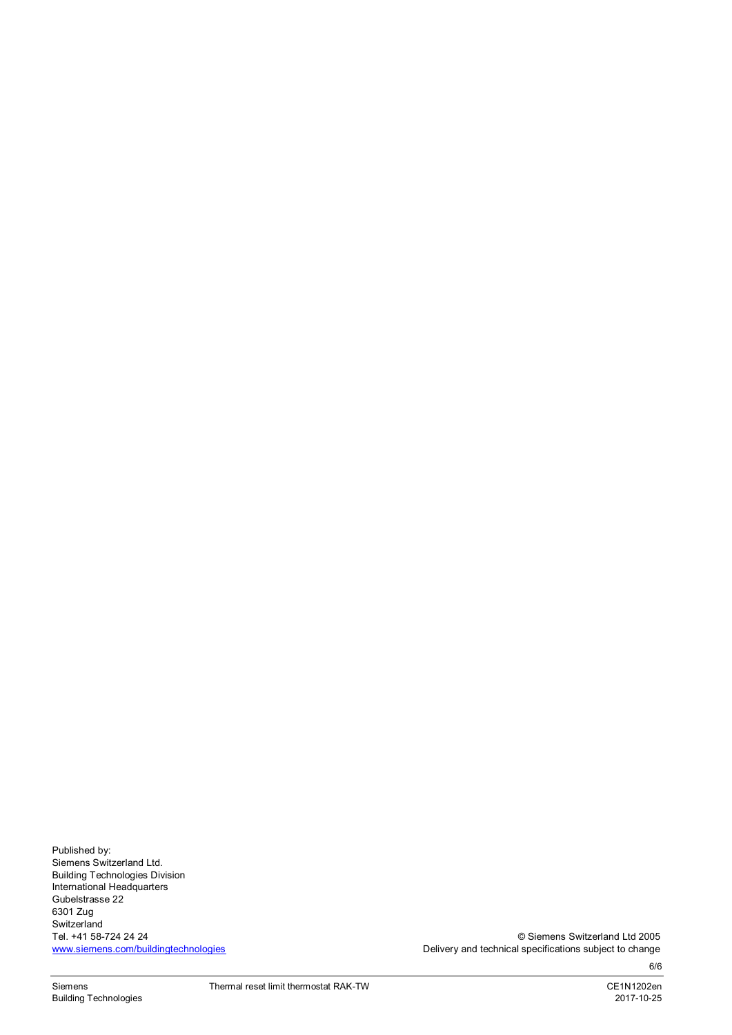Published by:
Siemens Switzerland Ltd.
Building Technologies Division
International Headquarters
Gubelstrasse 22
6301 Zug
Switzerland
Tel. +41 58-724 24 24
www.siemens.com/buildingtechnologies

© Siemens Switzerland Ltd 2005
Delivery and technical specifications subject to change